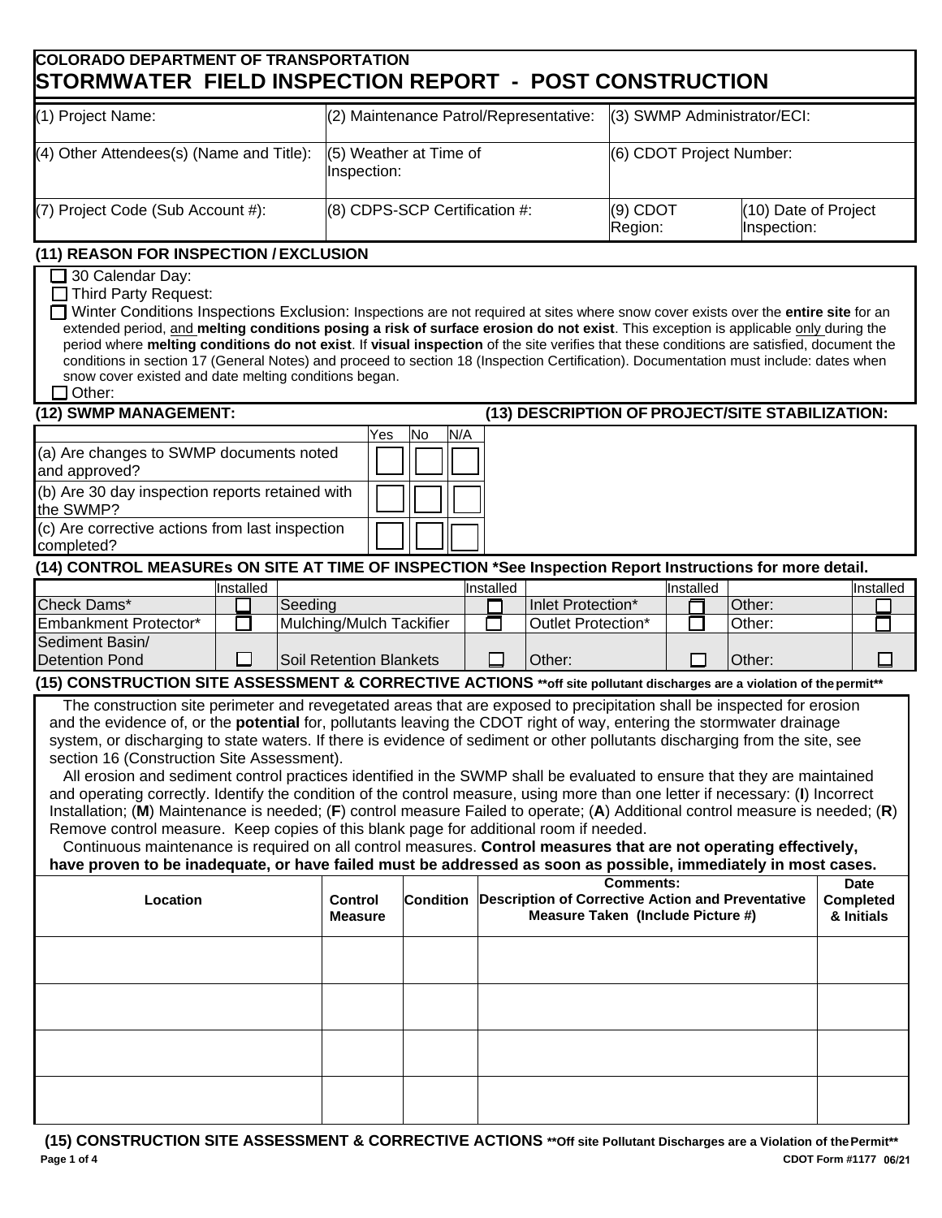**COLORADO DEPARTMENT OF TRANSPORTATION**

# STORMWATER FIELD INSPECTION REPORT - POST CONSTRUCTION

| (1) Project Name: | (2) Maintenance Patrol/Representative: | (3) SWMP Administrator/ECI: | |
|---|---|---|---|
| (4) Other Attendees(s) (Name and Title): | (5) Weather at Time of Inspection: | (6) CDOT Project Number: | |
| (7) Project Code (Sub Account #): | (8) CDPS-SCP Certification #: | (9) CDOT Region: | (10) Date of Project Inspection: |

## (11) REASON FOR INSPECTION / EXCLUSION

- ☐ 30 Calendar Day:
- ☐ Third Party Request:
- ☐ Winter Conditions Inspections Exclusion: Inspections are not required at sites where snow cover exists over the **entire site** for an extended period, and **melting conditions posing a risk of surface erosion do not exist**. This exception is applicable only during the period where **melting conditions do not exist**. If **visual inspection** of the site verifies that these conditions are satisfied, document the conditions in section 17 (General Notes) and proceed to section 18 (Inspection Certification). Documentation must include: dates when snow cover existed and date melting conditions began.
- ☐ Other:

## (12) SWMP MANAGEMENT:

| | Yes | No | N/A |
|---|---|---|---|
| (a) Are changes to SWMP documents noted and approved? | ☐ | ☐ | ☐ |
| (b) Are 30 day inspection reports retained with the SWMP? | ☐ | ☐ | ☐ |
| (c) Are corrective actions from last inspection completed? | ☐ | ☐ | ☐ |

## (13) DESCRIPTION OF PROJECT/SITE STABILIZATION:

## (14) CONTROL MEASUREs ON SITE AT TIME OF INSPECTION *See Inspection Report Instructions for more detail.

| | Installed | | Installed | | Installed | | Installed |
|---|---|---|---|---|---|---|---|
| Check Dams* | ☐ | Seeding | ☐ | Inlet Protection* | ☐ | Other: | ☐ |
| Embankment Protector* | ☐ | Mulching/Mulch Tackifier | ☐ | Outlet Protection* | ☐ | Other: | ☐ |
| Sediment Basin/ Detention Pond | ☐ | Soil Retention Blankets | ☐ | Other: | ☐ | Other: | ☐ |

## (15) CONSTRUCTION SITE ASSESSMENT & CORRECTIVE ACTIONS **off site pollutant discharges are a violation of the permit**

The construction site perimeter and revegetated areas that are exposed to precipitation shall be inspected for erosion and the evidence of, or the **potential** for, pollutants leaving the CDOT right of way, entering the stormwater drainage system, or discharging to state waters. If there is evidence of sediment or other pollutants discharging from the site, see section 16 (Construction Site Assessment).

All erosion and sediment control practices identified in the SWMP shall be evaluated to ensure that they are maintained and operating correctly. Identify the condition of the control measure, using more than one letter if necessary: (**I**) Incorrect Installation; (**M**) Maintenance is needed; (**F**) control measure Failed to operate; (**A**) Additional control measure is needed; (**R**) Remove control measure. Keep copies of this blank page for additional room if needed.

Continuous maintenance is required on all control measures. **Control measures that are not operating effectively, have proven to be inadequate, or have failed must be addressed as soon as possible, immediately in most cases.**

| Location | Control Measure | Condition | Comments: Description of Corrective Action and Preventative Measure Taken (Include Picture #) | Date Completed & Initials |
|---|---|---|---|---|
| | | | | |
| | | | | |
| | | | | |
| | | | | |

## (15) CONSTRUCTION SITE ASSESSMENT & CORRECTIVE ACTIONS **Off site Pollutant Discharges are a Violation of the Permit**

CDOT Form #1177 06/21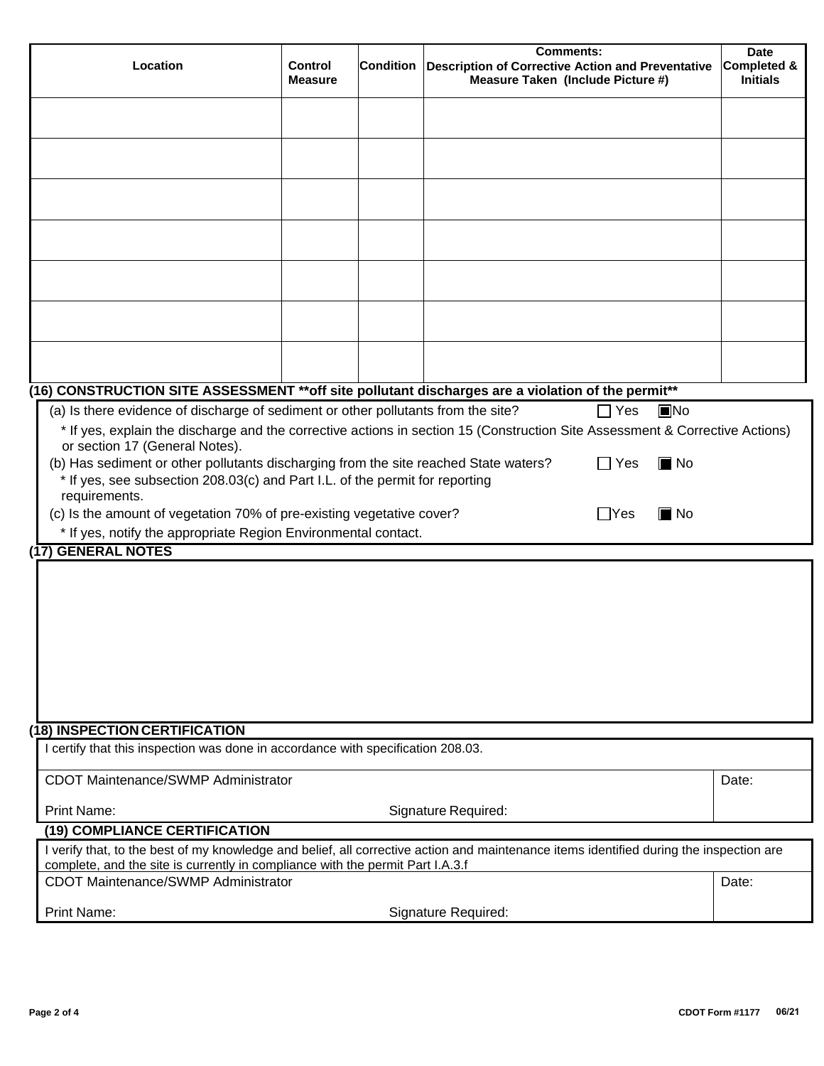| Location | Control Measure | Condition | Comments: Description of Corrective Action and Preventative Measure Taken (Include Picture #) | Date Completed & Initials |
|---|---|---|---|---|
| | | | | |
| | | | | |
| | | | | |
| | | | | |
| | | | | |
| | | | | |
| | | | | |

**(16) CONSTRUCTION SITE ASSESSMENT **off site pollutant discharges are a violation of the permit****

(a) Is there evidence of discharge of sediment or other pollutants from the site? ☐ Yes ☒ No

* If yes, explain the discharge and the corrective actions in section 15 (Construction Site Assessment & Corrective Actions) or section 17 (General Notes).

(b) Has sediment or other pollutants discharging from the site reached State waters? ☐ Yes ☒ No

* If yes, see subsection 208.03(c) and Part I.L. of the permit for reporting requirements.

(c) Is the amount of vegetation 70% of pre-existing vegetative cover? ☐ Yes ☒ No

* If yes, notify the appropriate Region Environmental contact.

**(17) GENERAL NOTES**

**(18) INSPECTION CERTIFICATION**

I certify that this inspection was done in accordance with specification 208.03.

| CDOT Maintenance/SWMP Administrator | | Date: |
|---|---|---|
| Print Name: | Signature Required: | |

**(19) COMPLIANCE CERTIFICATION**

I verify that, to the best of my knowledge and belief, all corrective action and maintenance items identified during the inspection are complete, and the site is currently in compliance with the permit Part I.A.3.f

| CDOT Maintenance/SWMP Administrator | | Date: |
|---|---|---|
| Print Name: | Signature Required: | |

CDOT Form #1177 06/21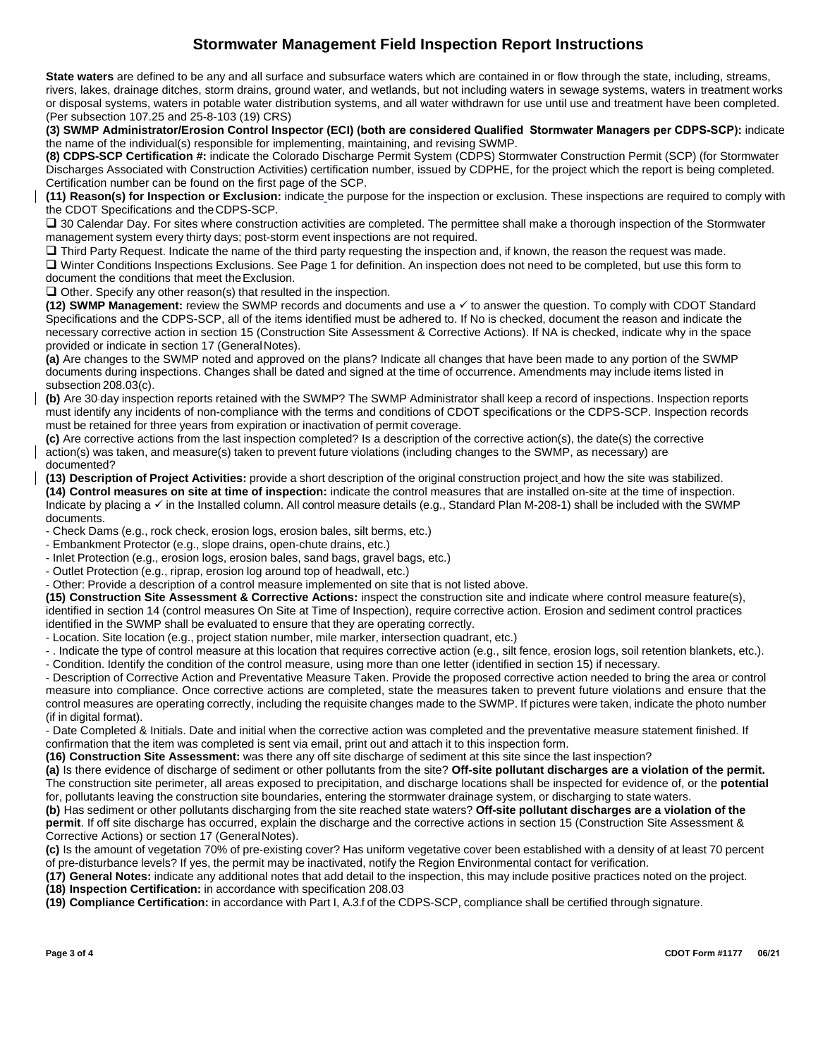# Stormwater Management Field Inspection Report Instructions

**State waters** are defined to be any and all surface and subsurface waters which are contained in or flow through the state, including, streams, rivers, lakes, drainage ditches, storm drains, ground water, and wetlands, but not including waters in sewage systems, waters in treatment works or disposal systems, waters in potable water distribution systems, and all water withdrawn for use until use and treatment have been completed. (Per subsection 107.25 and 25-8-103 (19) CRS)

**(3) SWMP Administrator/Erosion Control Inspector (ECI) (both are considered Qualified Stormwater Managers per CDPS-SCP):** indicate the name of the individual(s) responsible for implementing, maintaining, and revising SWMP.

**(8) CDPS-SCP Certification #:** indicate the Colorado Discharge Permit System (CDPS) Stormwater Construction Permit (SCP) (for Stormwater Discharges Associated with Construction Activities) certification number, issued by CDPHE, for the project which the report is being completed. Certification number can be found on the first page of the SCP.

**(11) Reason(s) for Inspection or Exclusion:** indicate the purpose for the inspection or exclusion. These inspections are required to comply with the CDOT Specifications and the CDPS-SCP.

❑ 30 Calendar Day. For sites where construction activities are completed. The permittee shall make a thorough inspection of the Stormwater management system every thirty days; post-storm event inspections are not required.

❑ Third Party Request. Indicate the name of the third party requesting the inspection and, if known, the reason the request was made.

❑ Winter Conditions Inspections Exclusions. See Page 1 for definition. An inspection does not need to be completed, but use this form to document the conditions that meet the Exclusion.

❑ Other. Specify any other reason(s) that resulted in the inspection.

**(12) SWMP Management:** review the SWMP records and documents and use a ✓ to answer the question. To comply with CDOT Standard Specifications and the CDPS-SCP, all of the items identified must be adhered to. If No is checked, document the reason and indicate the necessary corrective action in section 15 (Construction Site Assessment & Corrective Actions). If NA is checked, indicate why in the space provided or indicate in section 17 (General Notes).

**(a)** Are changes to the SWMP noted and approved on the plans? Indicate all changes that have been made to any portion of the SWMP documents during inspections. Changes shall be dated and signed at the time of occurrence. Amendments may include items listed in subsection 208.03(c).

**(b)** Are 30-day inspection reports retained with the SWMP? The SWMP Administrator shall keep a record of inspections. Inspection reports must identify any incidents of non-compliance with the terms and conditions of CDOT specifications or the CDPS-SCP. Inspection records must be retained for three years from expiration or inactivation of permit coverage.

**(c)** Are corrective actions from the last inspection completed? Is a description of the corrective action(s), the date(s) the corrective action(s) was taken, and measure(s) taken to prevent future violations (including changes to the SWMP, as necessary) are documented?

**(13) Description of Project Activities:** provide a short description of the original construction project and how the site was stabilized.

**(14) Control measures on site at time of inspection:** indicate the control measures that are installed on-site at the time of inspection. Indicate by placing a ✓ in the Installed column. All control measure details (e.g., Standard Plan M-208-1) shall be included with the SWMP documents.

- Check Dams (e.g., rock check, erosion logs, erosion bales, silt berms, etc.)
- Embankment Protector (e.g., slope drains, open-chute drains, etc.)
- Inlet Protection (e.g., erosion logs, erosion bales, sand bags, gravel bags, etc.)
- Outlet Protection (e.g., riprap, erosion log around top of headwall, etc.)
- Other: Provide a description of a control measure implemented on site that is not listed above.

**(15) Construction Site Assessment & Corrective Actions:** inspect the construction site and indicate where control measure feature(s), identified in section 14 (control measures On Site at Time of Inspection), require corrective action. Erosion and sediment control practices identified in the SWMP shall be evaluated to ensure that they are operating correctly.

- Location. Site location (e.g., project station number, mile marker, intersection quadrant, etc.)
- . Indicate the type of control measure at this location that requires corrective action (e.g., silt fence, erosion logs, soil retention blankets, etc.).
- Condition. Identify the condition of the control measure, using more than one letter (identified in section 15) if necessary.
- Description of Corrective Action and Preventative Measure Taken. Provide the proposed corrective action needed to bring the area or control measure into compliance. Once corrective actions are completed, state the measures taken to prevent future violations and ensure that the control measures are operating correctly, including the requisite changes made to the SWMP. If pictures were taken, indicate the photo number (if in digital format).
- Date Completed & Initials. Date and initial when the corrective action was completed and the preventative measure statement finished. If confirmation that the item was completed is sent via email, print out and attach it to this inspection form.

**(16) Construction Site Assessment:** was there any off site discharge of sediment at this site since the last inspection?

**(a)** Is there evidence of discharge of sediment or other pollutants from the site? **Off-site pollutant discharges are a violation of the permit.** The construction site perimeter, all areas exposed to precipitation, and discharge locations shall be inspected for evidence of, or the **potential** for, pollutants leaving the construction site boundaries, entering the stormwater drainage system, or discharging to state waters.

**(b)** Has sediment or other pollutants discharging from the site reached state waters? **Off-site pollutant discharges are a violation of the permit**. If off site discharge has occurred, explain the discharge and the corrective actions in section 15 (Construction Site Assessment & Corrective Actions) or section 17 (General Notes).

**(c)** Is the amount of vegetation 70% of pre-existing cover? Has uniform vegetative cover been established with a density of at least 70 percent of pre-disturbance levels? If yes, the permit may be inactivated, notify the Region Environmental contact for verification.

**(17) General Notes:** indicate any additional notes that add detail to the inspection, this may include positive practices noted on the project.

**(18) Inspection Certification:** in accordance with specification 208.03

**(19) Compliance Certification:** in accordance with Part I, A.3.f of the CDPS-SCP, compliance shall be certified through signature.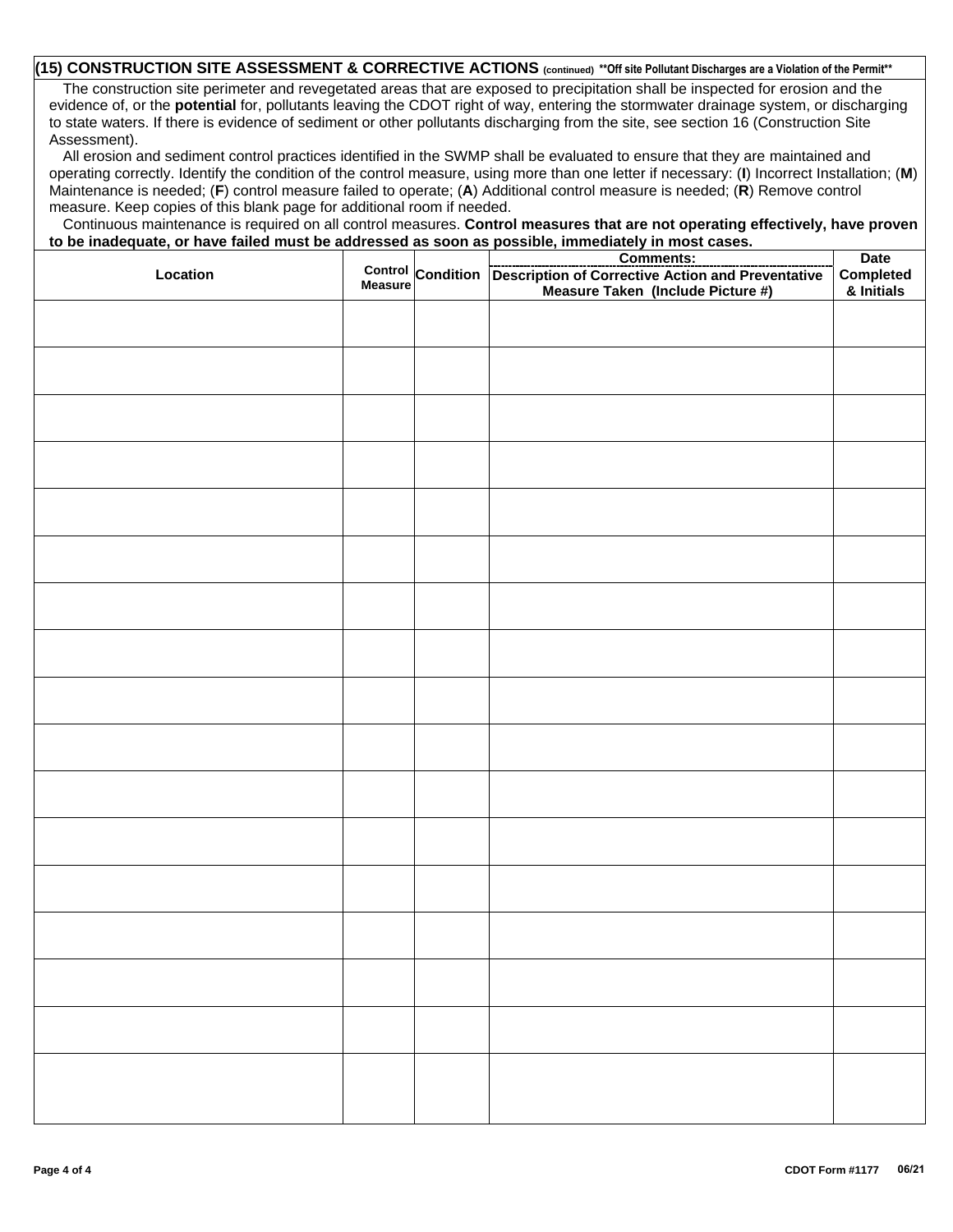## (15) CONSTRUCTION SITE ASSESSMENT & CORRECTIVE ACTIONS (continued) **Off site Pollutant Discharges are a Violation of the Permit**

The construction site perimeter and revegetated areas that are exposed to precipitation shall be inspected for erosion and the evidence of, or the **potential** for, pollutants leaving the CDOT right of way, entering the stormwater drainage system, or discharging to state waters. If there is evidence of sediment or other pollutants discharging from the site, see section 16 (Construction Site Assessment).

All erosion and sediment control practices identified in the SWMP shall be evaluated to ensure that they are maintained and operating correctly. Identify the condition of the control measure, using more than one letter if necessary: (**I**) Incorrect Installation; (**M**) Maintenance is needed; (**F**) control measure failed to operate; (**A**) Additional control measure is needed; (**R**) Remove control measure. Keep copies of this blank page for additional room if needed.

Continuous maintenance is required on all control measures. **Control measures that are not operating effectively, have proven to be inadequate, or have failed must be addressed as soon as possible, immediately in most cases.**

| Location | Control Measure | Condition | Comments: Description of Corrective Action and Preventative Measure Taken (Include Picture #) | Date Completed & Initials |
|---|---|---|---|---|
| | | | | |
| | | | | |
| | | | | |
| | | | | |
| | | | | |
| | | | | |
| | | | | |
| | | | | |
| | | | | |
| | | | | |
| | | | | |
| | | | | |
| | | | | |
| | | | | |
| | | | | |
| | | | | |
| | | | | |

CDOT Form #1177 06/21